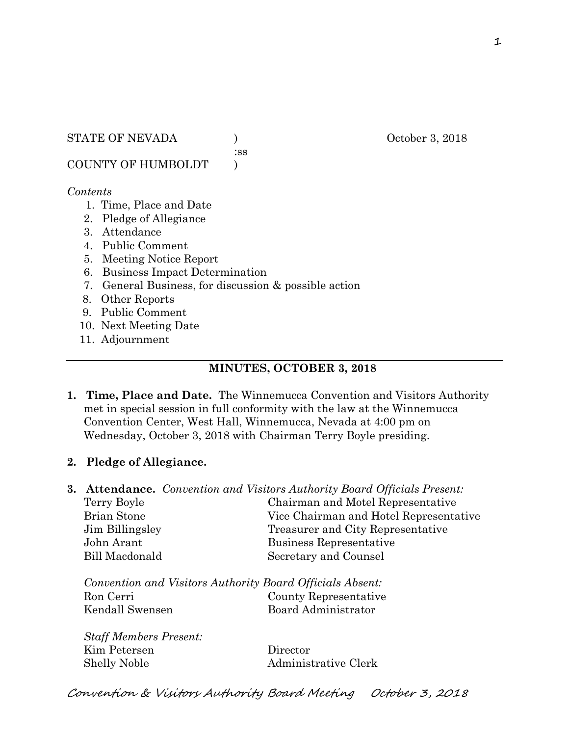STATE OF NEVADA ) October 3, 2018
:ss
COUNTY OF HUMBOLDT )

*Contents*

1. Time, Place and Date
2. Pledge of Allegiance
3. Attendance
4. Public Comment
5. Meeting Notice Report
6. Business Impact Determination
7. General Business, for discussion & possible action
8. Other Reports
9. Public Comment
10. Next Meeting Date
11. Adjournment

---

## MINUTES, OCTOBER 3, 2018

**1. Time, Place and Date.** The Winnemucca Convention and Visitors Authority met in special session in full conformity with the law at the Winnemucca Convention Center, West Hall, Winnemucca, Nevada at 4:00 pm on Wednesday, October 3, 2018 with Chairman Terry Boyle presiding.

**2. Pledge of Allegiance.**

**3. Attendance.** *Convention and Visitors Authority Board Officials Present:*

| | |
|---|---|
| Terry Boyle | Chairman and Motel Representative |
| Brian Stone | Vice Chairman and Hotel Representative |
| Jim Billingsley | Treasurer and City Representative |
| John Arant | Business Representative |
| Bill Macdonald | Secretary and Counsel |

*Convention and Visitors Authority Board Officials Absent:*

| | |
|---|---|
| Ron Cerri | County Representative |
| Kendall Swensen | Board Administrator |

*Staff Members Present:*

| | |
|---|---|
| Kim Petersen | Director |
| Shelly Noble | Administrative Clerk |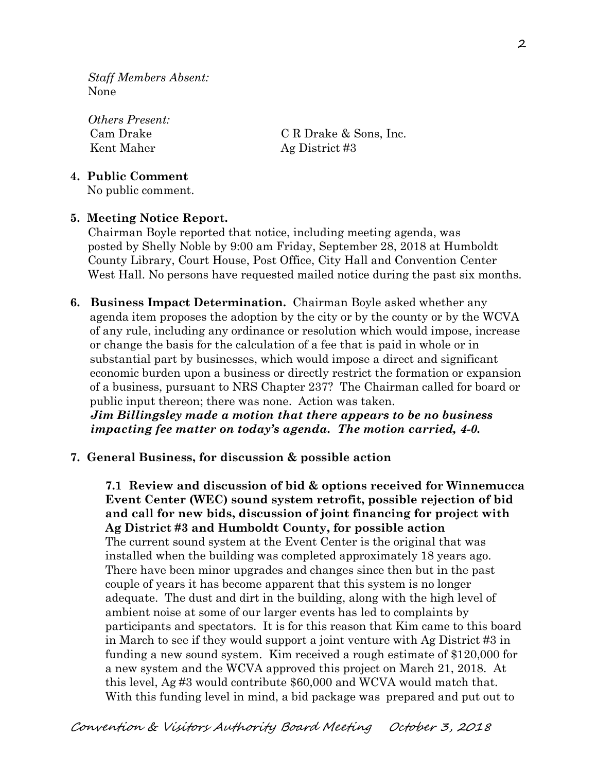*Staff Members Absent:*
None

*Others Present:*

Cam Drake — C R Drake & Sons, Inc.
Kent Maher — Ag District #3

**4. Public Comment**

No public comment.

**5. Meeting Notice Report.**

Chairman Boyle reported that notice, including meeting agenda, was posted by Shelly Noble by 9:00 am Friday, September 28, 2018 at Humboldt County Library, Court House, Post Office, City Hall and Convention Center West Hall. No persons have requested mailed notice during the past six months.

**6. Business Impact Determination.** Chairman Boyle asked whether any agenda item proposes the adoption by the city or by the county or by the WCVA of any rule, including any ordinance or resolution which would impose, increase or change the basis for the calculation of a fee that is paid in whole or in substantial part by businesses, which would impose a direct and significant economic burden upon a business or directly restrict the formation or expansion of a business, pursuant to NRS Chapter 237? The Chairman called for board or public input thereon; there was none. Action was taken.

***Jim Billingsley made a motion that there appears to be no business impacting fee matter on today's agenda. The motion carried, 4-0.***

**7. General Business, for discussion & possible action**

**7.1 Review and discussion of bid & options received for Winnemucca Event Center (WEC) sound system retrofit, possible rejection of bid and call for new bids, discussion of joint financing for project with Ag District #3 and Humboldt County, for possible action**

The current sound system at the Event Center is the original that was installed when the building was completed approximately 18 years ago. There have been minor upgrades and changes since then but in the past couple of years it has become apparent that this system is no longer adequate. The dust and dirt in the building, along with the high level of ambient noise at some of our larger events has led to complaints by participants and spectators. It is for this reason that Kim came to this board in March to see if they would support a joint venture with Ag District #3 in funding a new sound system. Kim received a rough estimate of $120,000 for a new system and the WCVA approved this project on March 21, 2018. At this level, Ag #3 would contribute $60,000 and WCVA would match that. With this funding level in mind, a bid package was prepared and put out to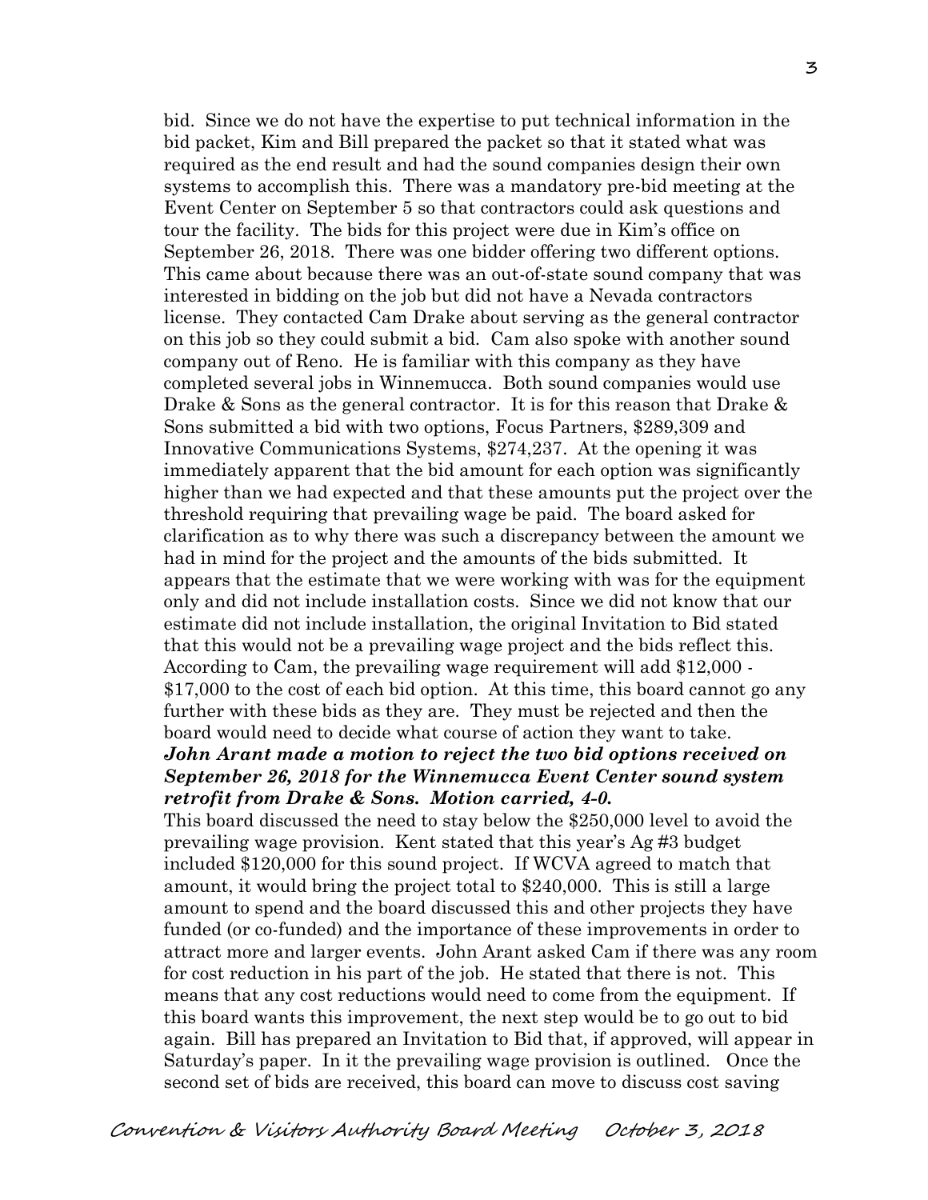bid. Since we do not have the expertise to put technical information in the bid packet, Kim and Bill prepared the packet so that it stated what was required as the end result and had the sound companies design their own systems to accomplish this. There was a mandatory pre-bid meeting at the Event Center on September 5 so that contractors could ask questions and tour the facility. The bids for this project were due in Kim's office on September 26, 2018. There was one bidder offering two different options. This came about because there was an out-of-state sound company that was interested in bidding on the job but did not have a Nevada contractors license. They contacted Cam Drake about serving as the general contractor on this job so they could submit a bid. Cam also spoke with another sound company out of Reno. He is familiar with this company as they have completed several jobs in Winnemucca. Both sound companies would use Drake & Sons as the general contractor. It is for this reason that Drake & Sons submitted a bid with two options, Focus Partners, $289,309 and Innovative Communications Systems, $274,237. At the opening it was immediately apparent that the bid amount for each option was significantly higher than we had expected and that these amounts put the project over the threshold requiring that prevailing wage be paid. The board asked for clarification as to why there was such a discrepancy between the amount we had in mind for the project and the amounts of the bids submitted. It appears that the estimate that we were working with was for the equipment only and did not include installation costs. Since we did not know that our estimate did not include installation, the original Invitation to Bid stated that this would not be a prevailing wage project and the bids reflect this. According to Cam, the prevailing wage requirement will add $12,000 - $17,000 to the cost of each bid option. At this time, this board cannot go any further with these bids as they are. They must be rejected and then the board would need to decide what course of action they want to take.

***John Arant made a motion to reject the two bid options received on September 26, 2018 for the Winnemucca Event Center sound system retrofit from Drake & Sons. Motion carried, 4-0.***

This board discussed the need to stay below the $250,000 level to avoid the prevailing wage provision. Kent stated that this year's Ag #3 budget included $120,000 for this sound project. If WCVA agreed to match that amount, it would bring the project total to $240,000. This is still a large amount to spend and the board discussed this and other projects they have funded (or co-funded) and the importance of these improvements in order to attract more and larger events. John Arant asked Cam if there was any room for cost reduction in his part of the job. He stated that there is not. This means that any cost reductions would need to come from the equipment. If this board wants this improvement, the next step would be to go out to bid again. Bill has prepared an Invitation to Bid that, if approved, will appear in Saturday's paper. In it the prevailing wage provision is outlined. Once the second set of bids are received, this board can move to discuss cost saving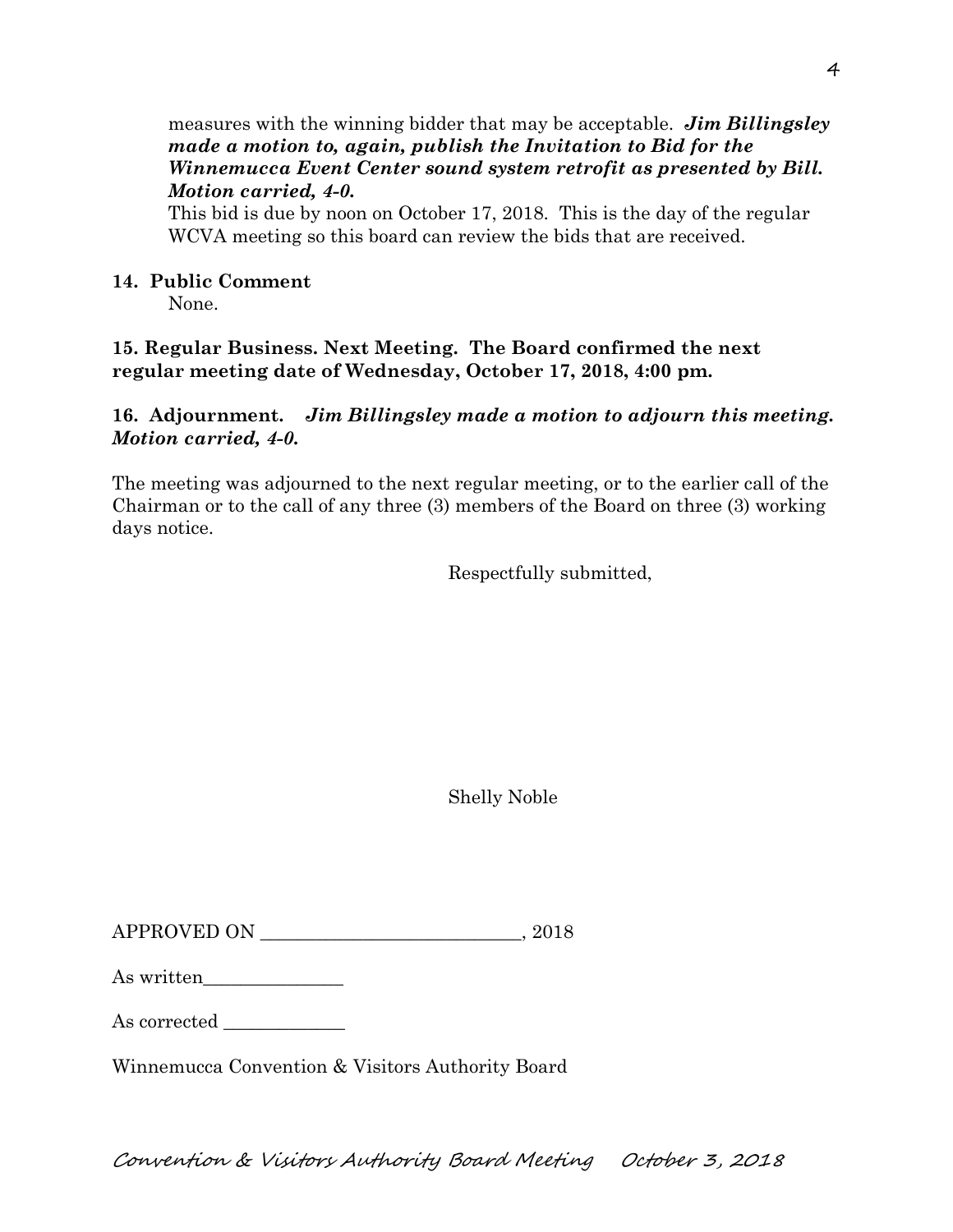measures with the winning bidder that may be acceptable. ***Jim Billingsley made a motion to, again, publish the Invitation to Bid for the Winnemucca Event Center sound system retrofit as presented by Bill. Motion carried, 4-0.***

This bid is due by noon on October 17, 2018. This is the day of the regular WCVA meeting so this board can review the bids that are received.

**14. Public Comment**

None.

**15. Regular Business. Next Meeting. The Board confirmed the next regular meeting date of Wednesday, October 17, 2018, 4:00 pm.**

**16. Adjournment.** ***Jim Billingsley made a motion to adjourn this meeting. Motion carried, 4-0.***

The meeting was adjourned to the next regular meeting, or to the earlier call of the Chairman or to the call of any three (3) members of the Board on three (3) working days notice.

Respectfully submitted,

Shelly Noble

APPROVED ON ___________________________, 2018

As written_______________

As corrected _____________

Winnemucca Convention & Visitors Authority Board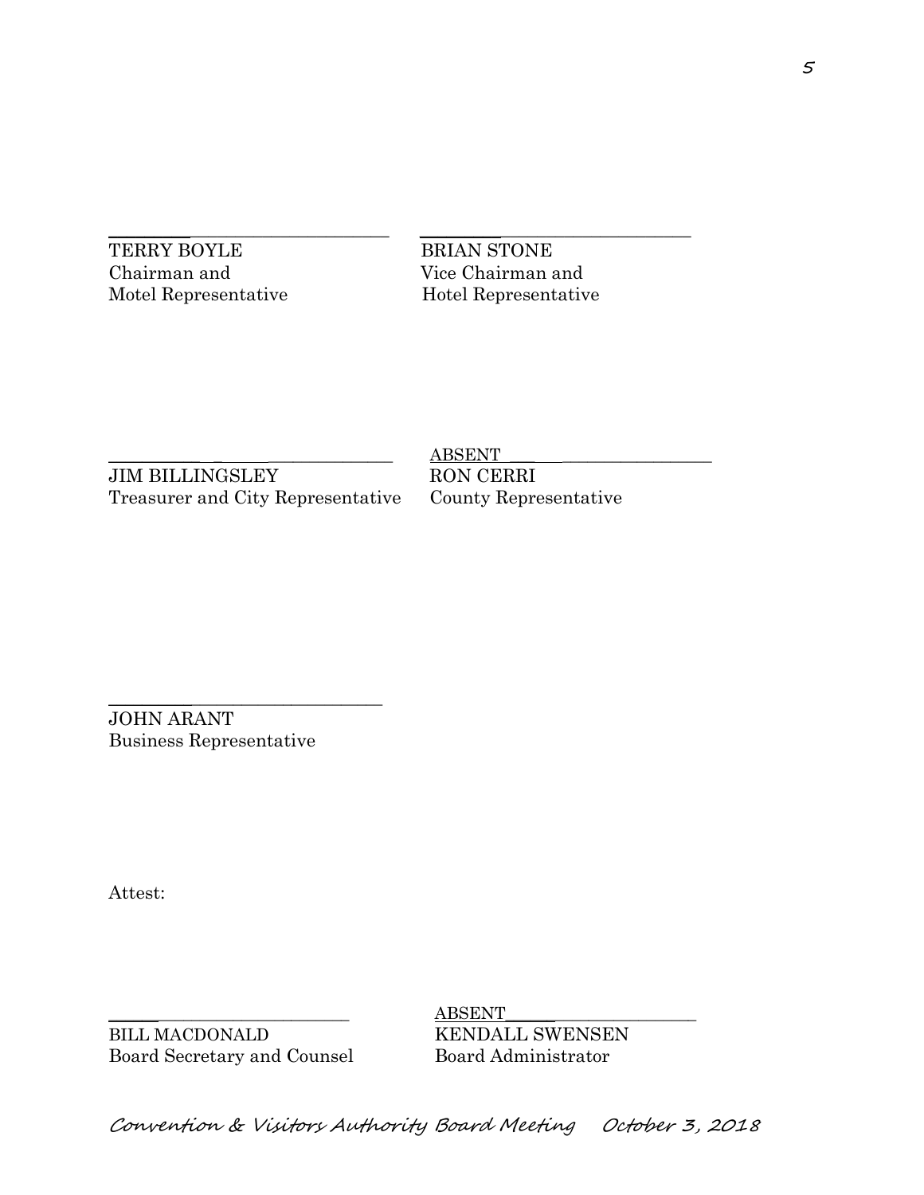\_\_\_\_\_\_\_\_\_\_\_\_\_\_\_\_\_\_\_\_\_\_\_\_\_\_\_\_\_\_\_\_
TERRY BOYLE
Chairman and
Motel Representative

\_\_\_\_\_\_\_\_\_\_\_\_\_\_\_\_\_\_\_\_\_\_\_\_\_\_\_\_\_\_\_\_
BRIAN STONE
Vice Chairman and
Hotel Representative

\_\_\_\_\_\_\_\_\_\_\_\_\_\_\_\_\_\_\_\_\_\_\_\_\_\_\_\_\_\_\_\_
JIM BILLINGSLEY
Treasurer and City Representative

ABSENT \_\_\_\_\_\_\_\_\_\_\_\_\_\_\_\_\_\_\_\_\_\_\_\_
RON CERRI
County Representative

\_\_\_\_\_\_\_\_\_\_\_\_\_\_\_\_\_\_\_\_\_\_\_\_\_\_\_\_\_\_\_\_
JOHN ARANT
Business Representative

Attest:

\_\_\_\_\_\_\_\_\_\_\_\_\_\_\_\_\_\_\_\_\_\_\_\_\_\_\_\_\_\_\_\_
BILL MACDONALD
Board Secretary and Counsel

ABSENT\_\_\_\_\_\_\_\_\_\_\_\_\_\_\_\_\_\_\_\_\_\_\_\_
KENDALL SWENSEN
Board Administrator